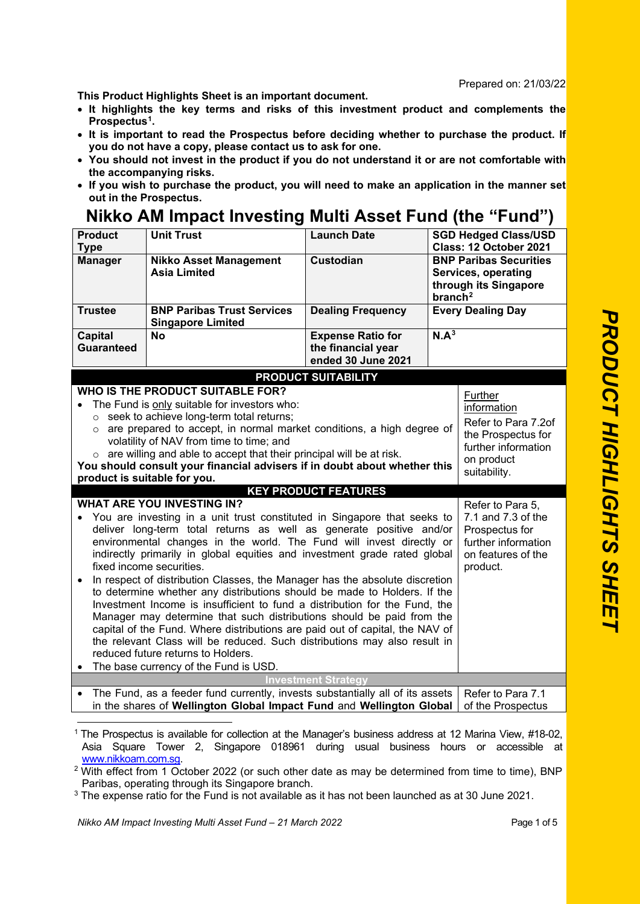Prepared on: 21/03/22

**This Product Highlights Sheet is an important document.**

- **It highlights the key terms and risks of this investment product and complements the Prospectus[1].**
- **It is important to read the Prospectus before deciding whether to purchase the product. If you do not have a copy, please contact us to ask for one.**
- **You should not invest in the product if you do not understand it or are not comfortable with the accompanying risks.**
- **If you wish to purchase the product, you will need to make an application in the manner set out in the Prospectus.**

# Nikko AM Impact Investing Multi Asset Fund (the "Fund")

| **Product Type** | **Unit Trust** | **Launch Date** | **SGD Hedged Class/USD Class: 12 October 2021** |
|---|---|---|---|
| **Manager** | **Nikko Asset Management Asia Limited** | **Custodian** | **BNP Paribas Securities Services, operating through its Singapore branch[2]** |
| **Trustee** | **BNP Paribas Trust Services Singapore Limited** | **Dealing Frequency** | **Every Dealing Day** |
| **Capital Guaranteed** | **No** | **Expense Ratio for the financial year ended 30 June 2021** | **N.A[3]** |

## PRODUCT SUITABILITY

| | |
|---|---|
| **WHO IS THE PRODUCT SUITABLE FOR?**<br>• The Fund is only suitable for investors who:<br>  ○ seek to achieve long-term total returns;<br>  ○ are prepared to accept, in normal market conditions, a high degree of volatility of NAV from time to time; and<br>  ○ are willing and able to accept that their principal will be at risk.<br>**You should consult your financial advisers if in doubt about whether this product is suitable for you.** | Further information<br>Refer to Para 7.2of the Prospectus for further information on product suitability. |

## KEY PRODUCT FEATURES

| | |
|---|---|
| **WHAT ARE YOU INVESTING IN?**<br>• You are investing in a unit trust constituted in Singapore that seeks to deliver long-term total returns as well as generate positive and/or environmental changes in the world. The Fund will invest directly or indirectly primarily in global equities and investment grade rated global fixed income securities.<br>• In respect of distribution Classes, the Manager has the absolute discretion to determine whether any distributions should be made to Holders. If the Investment Income is insufficient to fund a distribution for the Fund, the Manager may determine that such distributions should be paid from the capital of the Fund. Where distributions are paid out of capital, the NAV of the relevant Class will be reduced. Such distributions may also result in reduced future returns to Holders.<br>• The base currency of the Fund is USD. | Refer to Para 5, 7.1 and 7.3 of the Prospectus for further information on features of the product. |
| **Investment Strategy** | |
| • The Fund, as a feeder fund currently, invests substantially all of its assets in the shares of **Wellington Global Impact Fund** and **Wellington Global** | Refer to Para 7.1 of the Prospectus |

[1] The Prospectus is available for collection at the Manager's business address at 12 Marina View, #18-02, Asia Square Tower 2, Singapore 018961 during usual business hours or accessible at www.nikkoam.com.sg.

[2] With effect from 1 October 2022 (or such other date as may be determined from time to time), BNP Paribas, operating through its Singapore branch.

[3] The expense ratio for the Fund is not available as it has not been launched as at 30 June 2021.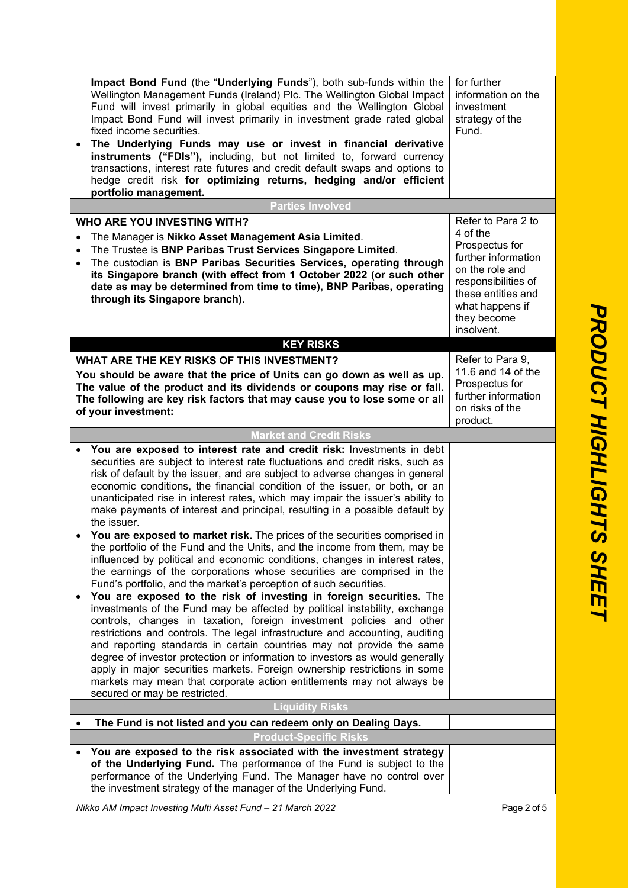| | |
|---|---|
| **Impact Bond Fund** (the "**Underlying Funds**"), both sub-funds within the Wellington Management Funds (Ireland) Plc. The Wellington Global Impact Fund will invest primarily in global equities and the Wellington Global Impact Bond Fund will invest primarily in investment grade rated global fixed income securities.<br>• **The Underlying Funds may use or invest in financial derivative instruments ("FDIs"),** including, but not limited to, forward currency transactions, interest rate futures and credit default swaps and options to hedge credit risk **for optimizing returns, hedging and/or efficient portfolio management.** | for further information on the investment strategy of the Fund. |
| **Parties Involved** | |
| **WHO ARE YOU INVESTING WITH?**<br>• The Manager is **Nikko Asset Management Asia Limited**.<br>• The Trustee is **BNP Paribas Trust Services Singapore Limited**.<br>• The custodian is **BNP Paribas Securities Services, operating through its Singapore branch (with effect from 1 October 2022 (or such other date as may be determined from time to time), BNP Paribas, operating through its Singapore branch)**. | Refer to Para 2 to 4 of the Prospectus for further information on the role and responsibilities of these entities and what happens if they become insolvent. |
| **KEY RISKS** | |
| **WHAT ARE THE KEY RISKS OF THIS INVESTMENT?**<br>**You should be aware that the price of Units can go down as well as up. The value of the product and its dividends or coupons may rise or fall. The following are key risk factors that may cause you to lose some or all of your investment:** | Refer to Para 9, 11.6 and 14 of the Prospectus for further information on risks of the product. |
| **Market and Credit Risks** | |
| • **You are exposed to interest rate and credit risk:** Investments in debt securities are subject to interest rate fluctuations and credit risks, such as risk of default by the issuer, and are subject to adverse changes in general economic conditions, the financial condition of the issuer, or both, or an unanticipated rise in interest rates, which may impair the issuer's ability to make payments of interest and principal, resulting in a possible default by the issuer.<br>• **You are exposed to market risk.** The prices of the securities comprised in the portfolio of the Fund and the Units, and the income from them, may be influenced by political and economic conditions, changes in interest rates, the earnings of the corporations whose securities are comprised in the Fund's portfolio, and the market's perception of such securities.<br>• **You are exposed to the risk of investing in foreign securities.** The investments of the Fund may be affected by political instability, exchange controls, changes in taxation, foreign investment policies and other restrictions and controls. The legal infrastructure and accounting, auditing and reporting standards in certain countries may not provide the same degree of investor protection or information to investors as would generally apply in major securities markets. Foreign ownership restrictions in some markets may mean that corporate action entitlements may not always be secured or may be restricted. | |
| **Liquidity Risks** | |
| • **The Fund is not listed and you can redeem only on Dealing Days.** | |
| **Product-Specific Risks** | |
| • **You are exposed to the risk associated with the investment strategy of the Underlying Fund.** The performance of the Fund is subject to the performance of the Underlying Fund. The Manager have no control over the investment strategy of the manager of the Underlying Fund. | |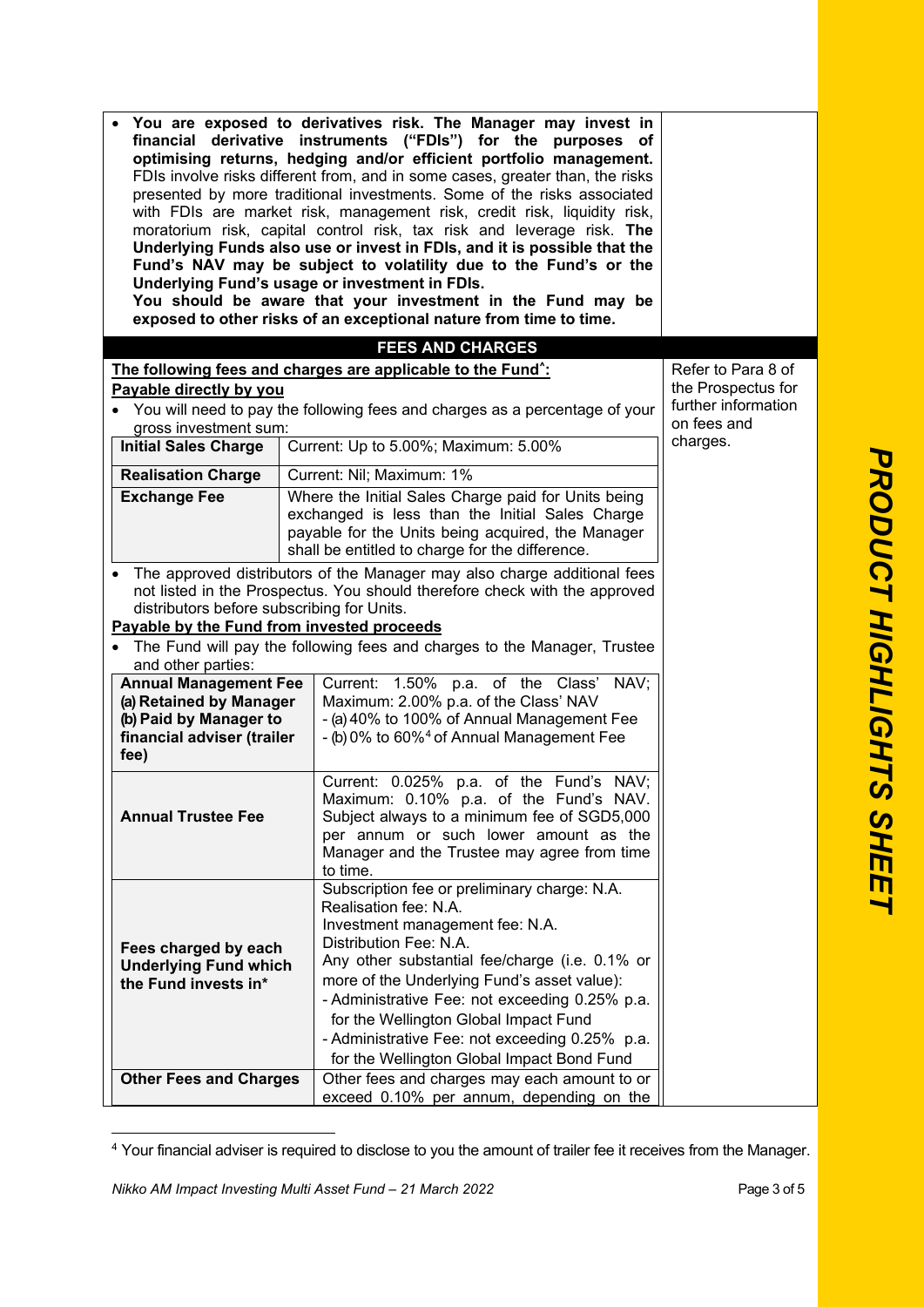- **You are exposed to derivatives risk. The Manager may invest in financial derivative instruments ("FDIs") for the purposes of optimising returns, hedging and/or efficient portfolio management.** FDIs involve risks different from, and in some cases, greater than, the risks presented by more traditional investments. Some of the risks associated with FDIs are market risk, management risk, credit risk, liquidity risk, moratorium risk, capital control risk, tax risk and leverage risk. **The Underlying Funds also use or invest in FDIs, and it is possible that the Fund's NAV may be subject to volatility due to the Fund's or the Underlying Fund's usage or investment in FDIs.**

**You should be aware that your investment in the Fund may be exposed to other risks of an exceptional nature from time to time.**

## FEES AND CHARGES

**The following fees and charges are applicable to the Fund^:**

*Refer to Para 8 of the Prospectus for further information on fees and charges.*

**Payable directly by you**

- You will need to pay the following fees and charges as a percentage of your gross investment sum:

| | |
|---|---|
| **Initial Sales Charge** | Current: Up to 5.00%; Maximum: 5.00% |
| **Realisation Charge** | Current: Nil; Maximum: 1% |
| **Exchange Fee** | Where the Initial Sales Charge paid for Units being exchanged is less than the Initial Sales Charge payable for the Units being acquired, the Manager shall be entitled to charge for the difference. |

- The approved distributors of the Manager may also charge additional fees not listed in the Prospectus. You should therefore check with the approved distributors before subscribing for Units.

**Payable by the Fund from invested proceeds**

- The Fund will pay the following fees and charges to the Manager, Trustee and other parties:

| | |
|---|---|
| **Annual Management Fee**<br>**(a) Retained by Manager**<br>**(b) Paid by Manager to financial adviser (trailer fee)** | Current: 1.50% p.a. of the Class' NAV;<br>Maximum: 2.00% p.a. of the Class' NAV<br>- (a) 40% to 100% of Annual Management Fee<br>- (b) 0% to 60%[4] of Annual Management Fee |
| **Annual Trustee Fee** | Current: 0.025% p.a. of the Fund's NAV; Maximum: 0.10% p.a. of the Fund's NAV. Subject always to a minimum fee of SGD5,000 per annum or such lower amount as the Manager and the Trustee may agree from time to time. |
| **Fees charged by each Underlying Fund which the Fund invests in*** | Subscription fee or preliminary charge: N.A.<br>Realisation fee: N.A.<br>Investment management fee: N.A.<br>Distribution Fee: N.A.<br>Any other substantial fee/charge (i.e. 0.1% or more of the Underlying Fund's asset value):<br>- Administrative Fee: not exceeding 0.25% p.a. for the Wellington Global Impact Fund<br>- Administrative Fee: not exceeding 0.25% p.a. for the Wellington Global Impact Bond Fund |
| **Other Fees and Charges** | Other fees and charges may each amount to or exceed 0.10% per annum, depending on the |

[4] Your financial adviser is required to disclose to you the amount of trailer fee it receives from the Manager.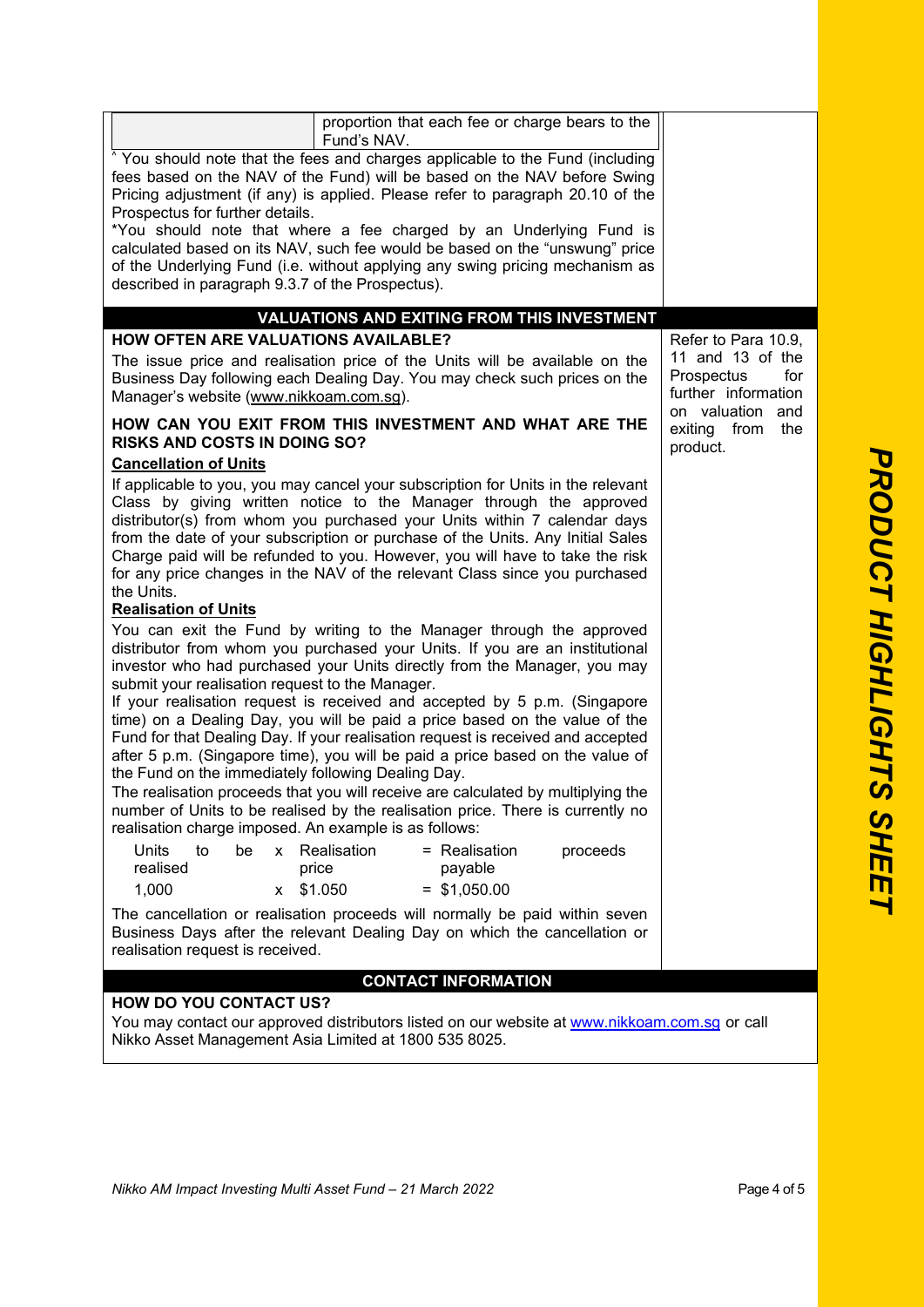| | proportion that each fee or charge bears to the Fund's NAV. |
|---|---|

^ You should note that the fees and charges applicable to the Fund (including fees based on the NAV of the Fund) will be based on the NAV before Swing Pricing adjustment (if any) is applied. Please refer to paragraph 20.10 of the Prospectus for further details.

*You should note that where a fee charged by an Underlying Fund is calculated based on its NAV, such fee would be based on the "unswung" price of the Underlying Fund (i.e. without applying any swing pricing mechanism as described in paragraph 9.3.7 of the Prospectus).

## VALUATIONS AND EXITING FROM THIS INVESTMENT

*Refer to Para 10.9, 11 and 13 of the Prospectus for further information on valuation and exiting from the product.*

### HOW OFTEN ARE VALUATIONS AVAILABLE?

The issue price and realisation price of the Units will be available on the Business Day following each Dealing Day. You may check such prices on the Manager's website (www.nikkoam.com.sg).

### HOW CAN YOU EXIT FROM THIS INVESTMENT AND WHAT ARE THE RISKS AND COSTS IN DOING SO?

**Cancellation of Units**

If applicable to you, you may cancel your subscription for Units in the relevant Class by giving written notice to the Manager through the approved distributor(s) from whom you purchased your Units within 7 calendar days from the date of your subscription or purchase of the Units. Any Initial Sales Charge paid will be refunded to you. However, you will have to take the risk for any price changes in the NAV of the relevant Class since you purchased the Units.

**Realisation of Units**

You can exit the Fund by writing to the Manager through the approved distributor from whom you purchased your Units. If you are an institutional investor who had purchased your Units directly from the Manager, you may submit your realisation request to the Manager.

If your realisation request is received and accepted by 5 p.m. (Singapore time) on a Dealing Day, you will be paid a price based on the value of the Fund for that Dealing Day. If your realisation request is received and accepted after 5 p.m. (Singapore time), you will be paid a price based on the value of the Fund on the immediately following Dealing Day.

The realisation proceeds that you will receive are calculated by multiplying the number of Units to be realised by the realisation price. There is currently no realisation charge imposed. An example is as follows:

| Units to be realised | x | Realisation price | = | Realisation proceeds payable |
|---|---|---|---|---|
| 1,000 | x | $1.050 | = | $1,050.00 |

The cancellation or realisation proceeds will normally be paid within seven Business Days after the relevant Dealing Day on which the cancellation or realisation request is received.

## CONTACT INFORMATION

### HOW DO YOU CONTACT US?

You may contact our approved distributors listed on our website at www.nikkoam.com.sg or call Nikko Asset Management Asia Limited at 1800 535 8025.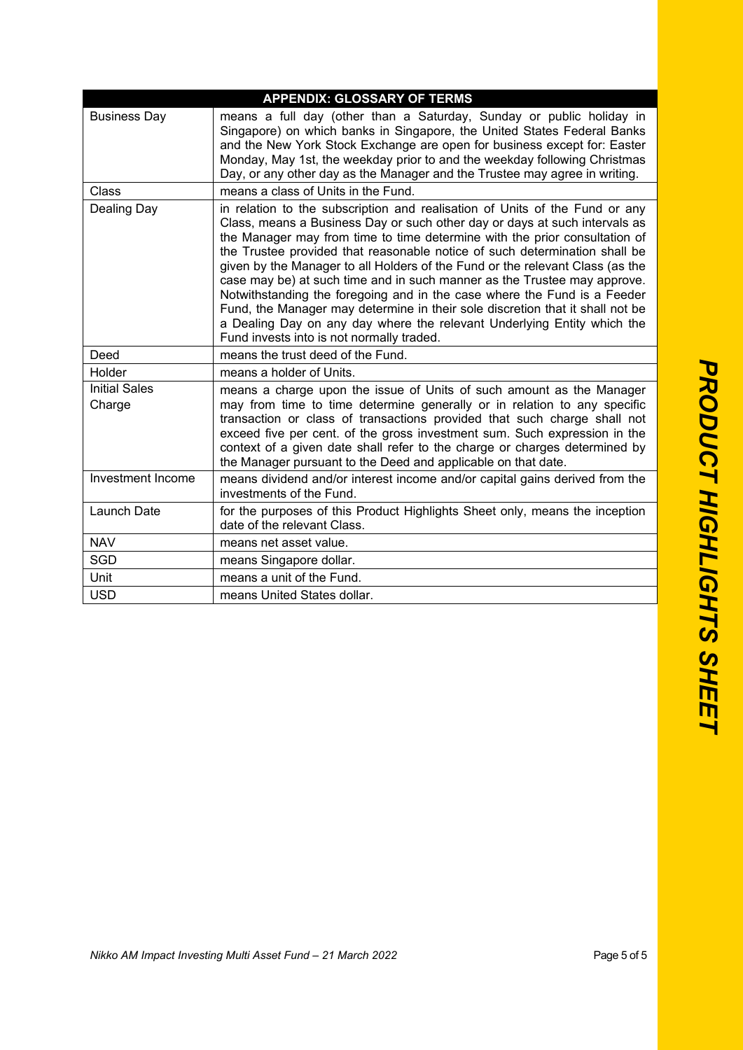## APPENDIX: GLOSSARY OF TERMS

| | |
|---|---|
| Business Day | means a full day (other than a Saturday, Sunday or public holiday in Singapore) on which banks in Singapore, the United States Federal Banks and the New York Stock Exchange are open for business except for: Easter Monday, May 1st, the weekday prior to and the weekday following Christmas Day, or any other day as the Manager and the Trustee may agree in writing. |
| Class | means a class of Units in the Fund. |
| Dealing Day | in relation to the subscription and realisation of Units of the Fund or any Class, means a Business Day or such other day or days at such intervals as the Manager may from time to time determine with the prior consultation of the Trustee provided that reasonable notice of such determination shall be given by the Manager to all Holders of the Fund or the relevant Class (as the case may be) at such time and in such manner as the Trustee may approve. Notwithstanding the foregoing and in the case where the Fund is a Feeder Fund, the Manager may determine in their sole discretion that it shall not be a Dealing Day on any day where the relevant Underlying Entity which the Fund invests into is not normally traded. |
| Deed | means the trust deed of the Fund. |
| Holder | means a holder of Units. |
| Initial Sales Charge | means a charge upon the issue of Units of such amount as the Manager may from time to time determine generally or in relation to any specific transaction or class of transactions provided that such charge shall not exceed five per cent. of the gross investment sum. Such expression in the context of a given date shall refer to the charge or charges determined by the Manager pursuant to the Deed and applicable on that date. |
| Investment Income | means dividend and/or interest income and/or capital gains derived from the investments of the Fund. |
| Launch Date | for the purposes of this Product Highlights Sheet only, means the inception date of the relevant Class. |
| NAV | means net asset value. |
| SGD | means Singapore dollar. |
| Unit | means a unit of the Fund. |
| USD | means United States dollar. |